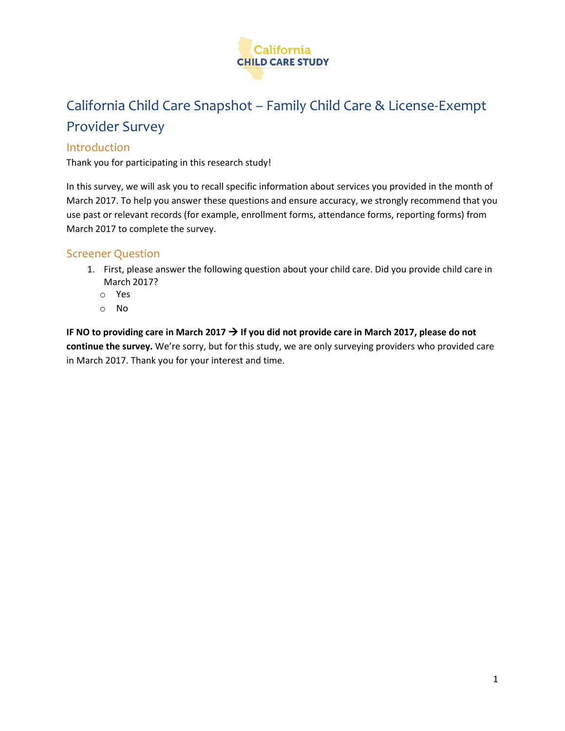California
CHILD CARE STUDY

# California Child Care Snapshot – Family Child Care & License-Exempt Provider Survey

## Introduction

Thank you for participating in this research study!

In this survey, we will ask you to recall specific information about services you provided in the month of March 2017. To help you answer these questions and ensure accuracy, we strongly recommend that you use past or relevant records (for example, enrollment forms, attendance forms, reporting forms) from March 2017 to complete the survey.

## Screener Question

1. First, please answer the following question about your child care. Did you provide child care in March 2017?
   - Yes
   - No

**IF NO to providing care in March 2017 → If you did not provide care in March 2017, please do not continue the survey.** We're sorry, but for this study, we are only surveying providers who provided care in March 2017. Thank you for your interest and time.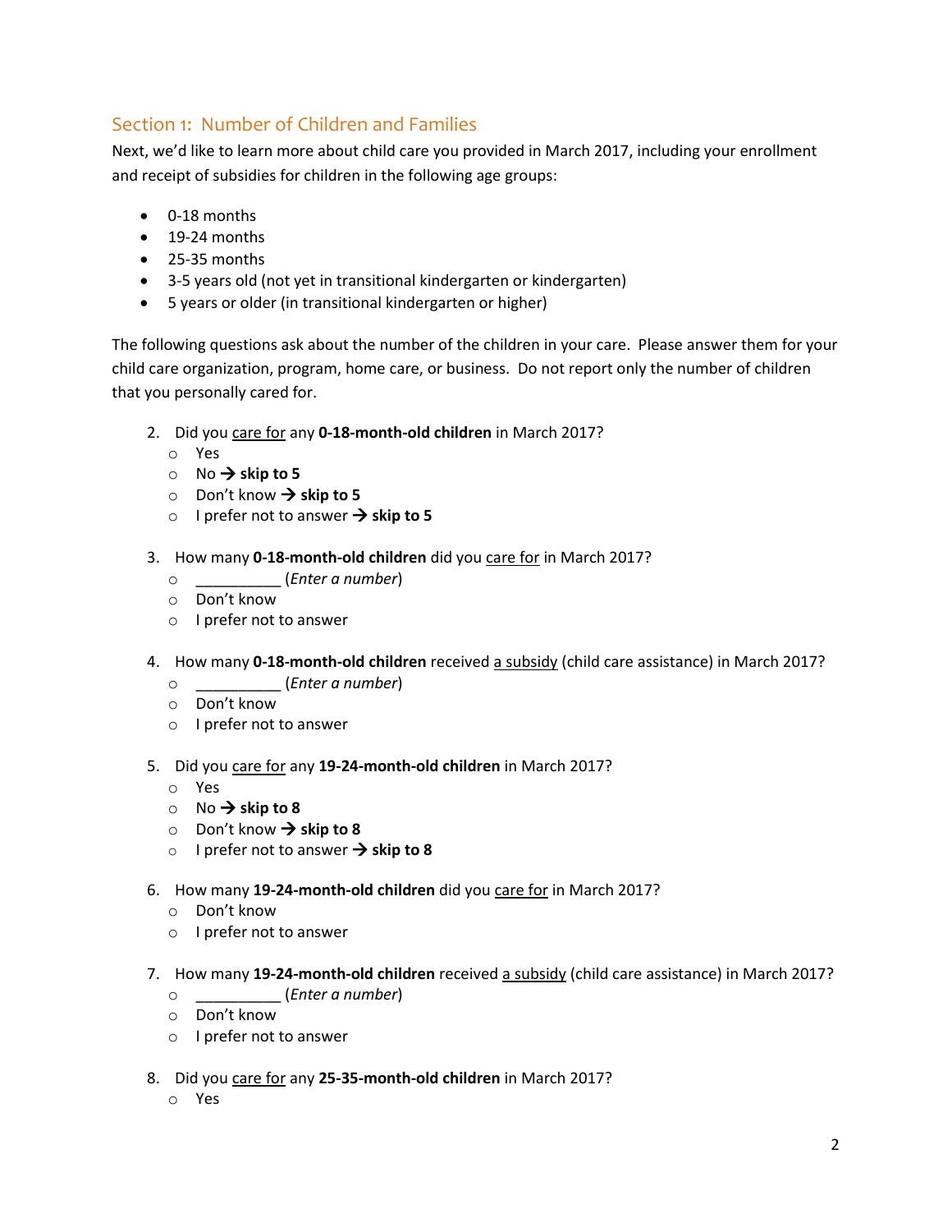## Section 1: Number of Children and Families

Next, we'd like to learn more about child care you provided in March 2017, including your enrollment and receipt of subsidies for children in the following age groups:

- 0-18 months
- 19-24 months
- 25-35 months
- 3-5 years old (not yet in transitional kindergarten or kindergarten)
- 5 years or older (in transitional kindergarten or higher)

The following questions ask about the number of the children in your care. Please answer them for your child care organization, program, home care, or business. Do not report only the number of children that you personally cared for.

2. Did you care for any **0-18-month-old children** in March 2017?
   - Yes
   - No → **skip to 5**
   - Don't know → **skip to 5**
   - I prefer not to answer → **skip to 5**

3. How many **0-18-month-old children** did you care for in March 2017?
   - __________ (*Enter a number*)
   - Don't know
   - I prefer not to answer

4. How many **0-18-month-old children** received a subsidy (child care assistance) in March 2017?
   - __________ (*Enter a number*)
   - Don't know
   - I prefer not to answer

5. Did you care for any **19-24-month-old children** in March 2017?
   - Yes
   - No → **skip to 8**
   - Don't know → **skip to 8**
   - I prefer not to answer → **skip to 8**

6. How many **19-24-month-old children** did you care for in March 2017?
   - Don't know
   - I prefer not to answer

7. How many **19-24-month-old children** received a subsidy (child care assistance) in March 2017?
   - __________ (*Enter a number*)
   - Don't know
   - I prefer not to answer

8. Did you care for any **25-35-month-old children** in March 2017?
   - Yes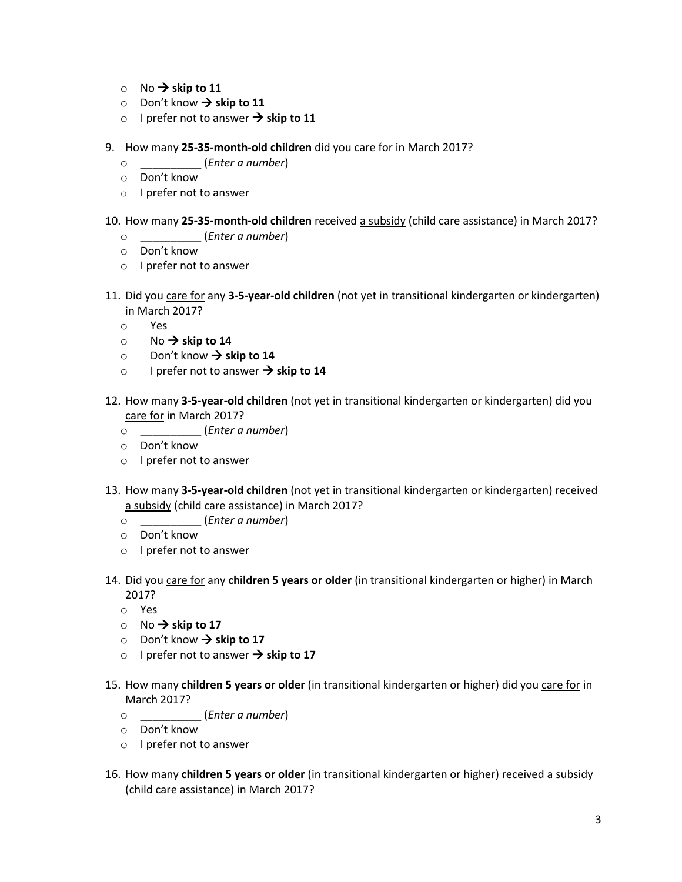- No → **skip to 11**
- Don't know → **skip to 11**
- I prefer not to answer → **skip to 11**

9. How many **25-35-month-old children** did you <u>care for</u> in March 2017?
   - __________ (*Enter a number*)
   - Don't know
   - I prefer not to answer

10. How many **25-35-month-old children** received <u>a subsidy</u> (child care assistance) in March 2017?
    - __________ (*Enter a number*)
    - Don't know
    - I prefer not to answer

11. Did you <u>care for</u> any **3-5-year-old children** (not yet in transitional kindergarten or kindergarten) in March 2017?
    - Yes
    - No → **skip to 14**
    - Don't know → **skip to 14**
    - I prefer not to answer → **skip to 14**

12. How many **3-5-year-old children** (not yet in transitional kindergarten or kindergarten) did you <u>care for</u> in March 2017?
    - __________ (*Enter a number*)
    - Don't know
    - I prefer not to answer

13. How many **3-5-year-old children** (not yet in transitional kindergarten or kindergarten) received <u>a subsidy</u> (child care assistance) in March 2017?
    - __________ (*Enter a number*)
    - Don't know
    - I prefer not to answer

14. Did you <u>care for</u> any **children 5 years or older** (in transitional kindergarten or higher) in March 2017?
    - Yes
    - No → **skip to 17**
    - Don't know → **skip to 17**
    - I prefer not to answer → **skip to 17**

15. How many **children 5 years or older** (in transitional kindergarten or higher) did you <u>care for</u> in March 2017?
    - __________ (*Enter a number*)
    - Don't know
    - I prefer not to answer

16. How many **children 5 years or older** (in transitional kindergarten or higher) received <u>a subsidy</u> (child care assistance) in March 2017?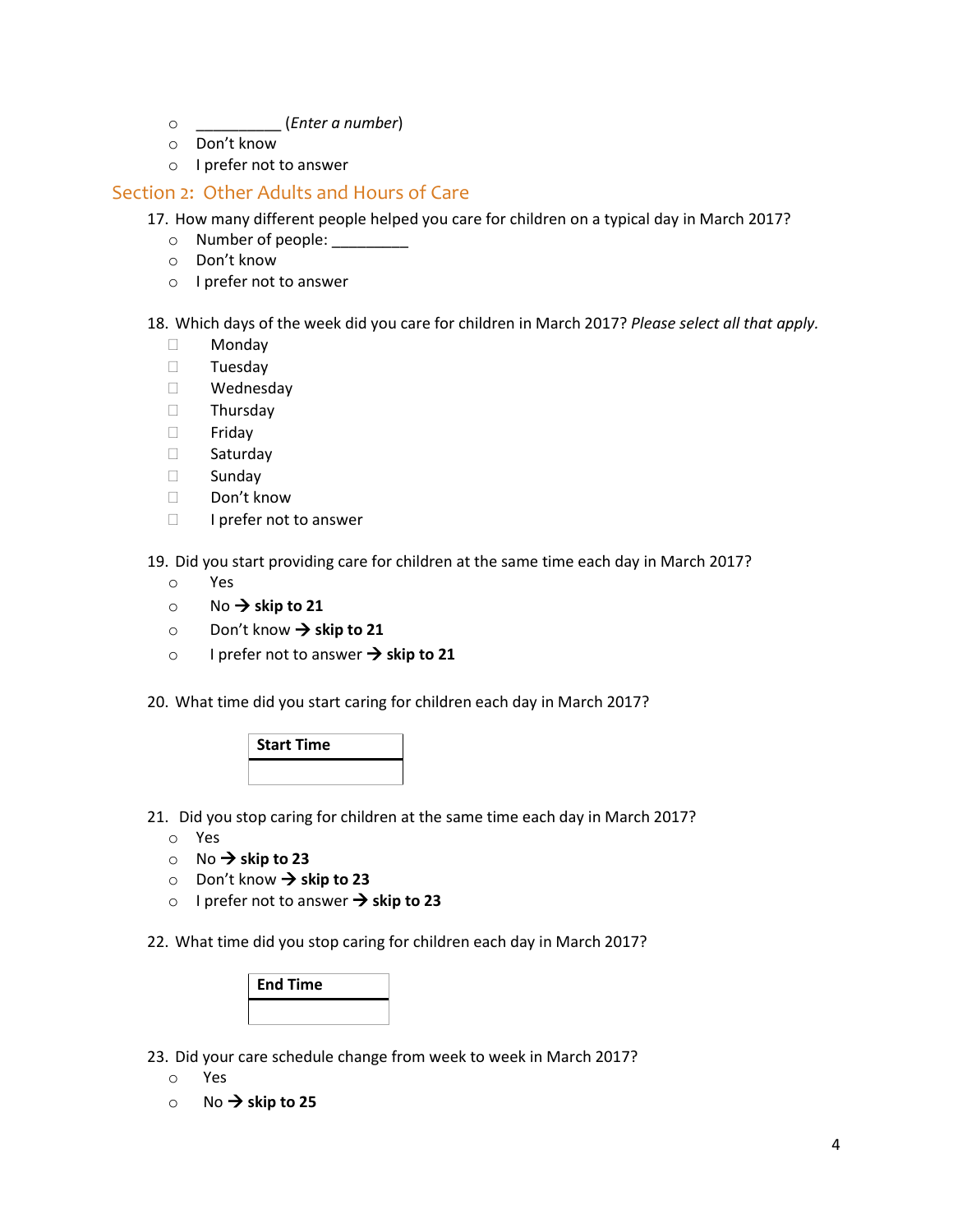- __________ (*Enter a number*)
- Don't know
- I prefer not to answer

## Section 2: Other Adults and Hours of Care

17. How many different people helped you care for children on a typical day in March 2017?
    - Number of people: _________
    - Don't know
    - I prefer not to answer

18. Which days of the week did you care for children in March 2017? *Please select all that apply.*
    - ☐ Monday
    - ☐ Tuesday
    - ☐ Wednesday
    - ☐ Thursday
    - ☐ Friday
    - ☐ Saturday
    - ☐ Sunday
    - ☐ Don't know
    - ☐ I prefer not to answer

19. Did you start providing care for children at the same time each day in March 2017?
    - Yes
    - No → **skip to 21**
    - Don't know → **skip to 21**
    - I prefer not to answer → **skip to 21**

20. What time did you start caring for children each day in March 2017?

| Start Time |
|---|
| |

21. Did you stop caring for children at the same time each day in March 2017?
    - Yes
    - No → **skip to 23**
    - Don't know → **skip to 23**
    - I prefer not to answer → **skip to 23**

22. What time did you stop caring for children each day in March 2017?

| End Time |
|---|
| |

23. Did your care schedule change from week to week in March 2017?
    - Yes
    - No → **skip to 25**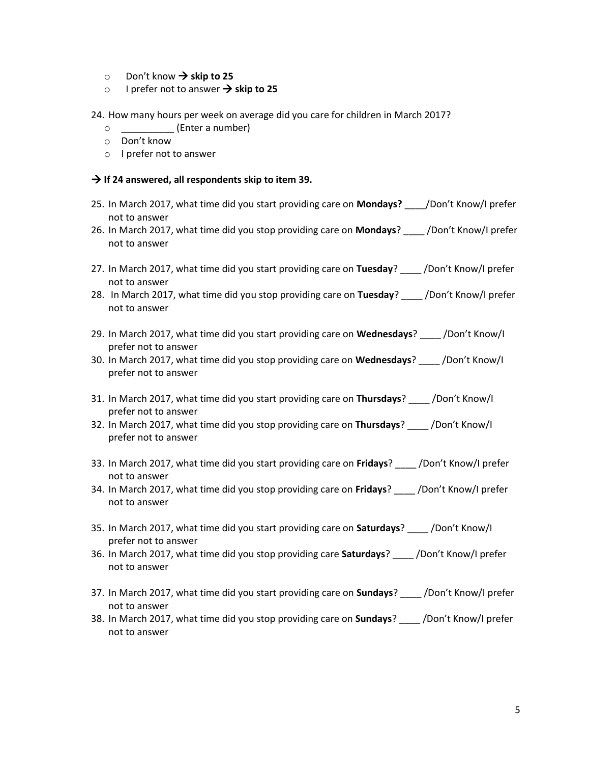- Don't know → **skip to 25**
- I prefer not to answer → **skip to 25**

24. How many hours per week on average did you care for children in March 2017?
    - __________ (Enter a number)
    - Don't know
    - I prefer not to answer

**→ If 24 answered, all respondents skip to item 39.**

25. In March 2017, what time did you start providing care on **Mondays?** ____/Don't Know/I prefer not to answer
26. In March 2017, what time did you stop providing care on **Mondays**? ____ /Don't Know/I prefer not to answer

27. In March 2017, what time did you start providing care on **Tuesday**? ____ /Don't Know/I prefer not to answer
28. In March 2017, what time did you stop providing care on **Tuesday**? ____ /Don't Know/I prefer not to answer

29. In March 2017, what time did you start providing care on **Wednesdays**? ____ /Don't Know/I prefer not to answer
30. In March 2017, what time did you stop providing care on **Wednesdays**? ____ /Don't Know/I prefer not to answer

31. In March 2017, what time did you start providing care on **Thursdays**? ____ /Don't Know/I prefer not to answer
32. In March 2017, what time did you stop providing care on **Thursdays**? ____ /Don't Know/I prefer not to answer

33. In March 2017, what time did you start providing care on **Fridays**? ____ /Don't Know/I prefer not to answer
34. In March 2017, what time did you stop providing care on **Fridays**? ____ /Don't Know/I prefer not to answer

35. In March 2017, what time did you start providing care on **Saturdays**? ____ /Don't Know/I prefer not to answer
36. In March 2017, what time did you stop providing care **Saturdays**? ____ /Don't Know/I prefer not to answer

37. In March 2017, what time did you start providing care on **Sundays**? ____ /Don't Know/I prefer not to answer
38. In March 2017, what time did you stop providing care on **Sundays**? ____ /Don't Know/I prefer not to answer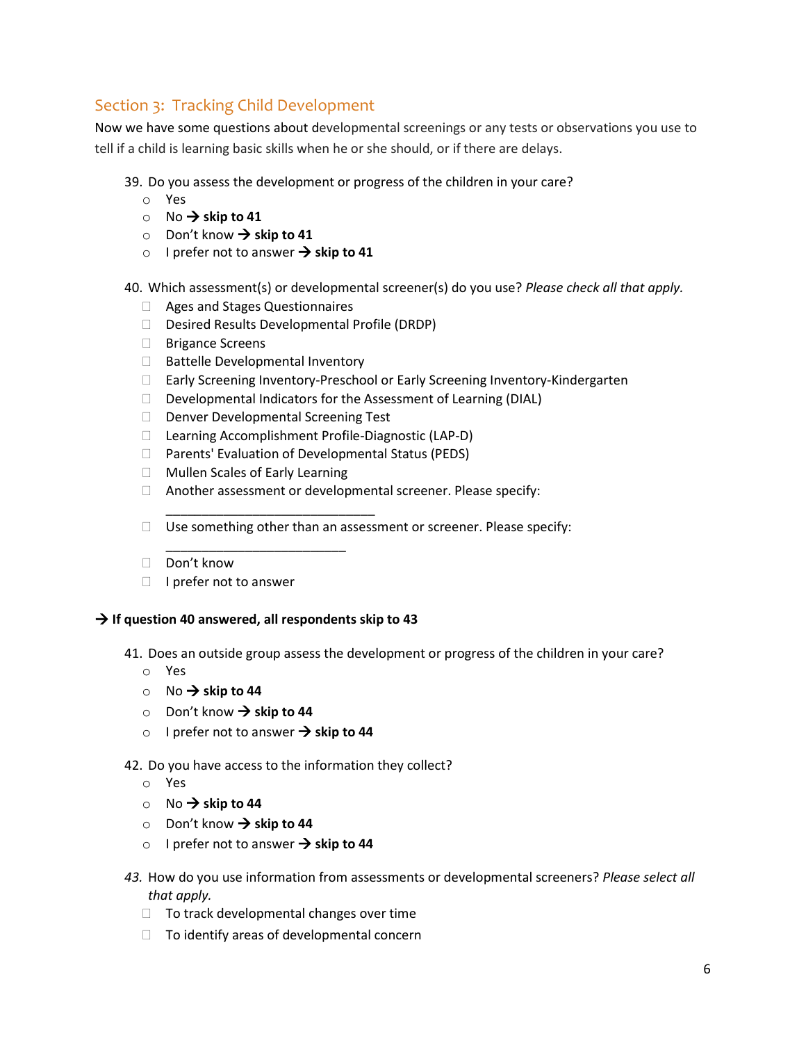## Section 3: Tracking Child Development

Now we have some questions about developmental screenings or any tests or observations you use to tell if a child is learning basic skills when he or she should, or if there are delays.

39. Do you assess the development or progress of the children in your care?
    - o Yes
    - o No → **skip to 41**
    - o Don't know → **skip to 41**
    - o I prefer not to answer → **skip to 41**

40. Which assessment(s) or developmental screener(s) do you use? *Please check all that apply.*
    - ☐ Ages and Stages Questionnaires
    - ☐ Desired Results Developmental Profile (DRDP)
    - ☐ Brigance Screens
    - ☐ Battelle Developmental Inventory
    - ☐ Early Screening Inventory-Preschool or Early Screening Inventory-Kindergarten
    - ☐ Developmental Indicators for the Assessment of Learning (DIAL)
    - ☐ Denver Developmental Screening Test
    - ☐ Learning Accomplishment Profile-Diagnostic (LAP-D)
    - ☐ Parents' Evaluation of Developmental Status (PEDS)
    - ☐ Mullen Scales of Early Learning
    - ☐ Another assessment or developmental screener. Please specify: ______________________________
    - ☐ Use something other than an assessment or screener. Please specify: __________________________
    - ☐ Don't know
    - ☐ I prefer not to answer

**→ If question 40 answered, all respondents skip to 43**

41. Does an outside group assess the development or progress of the children in your care?
    - o Yes
    - o No → **skip to 44**
    - o Don't know → **skip to 44**
    - o I prefer not to answer → **skip to 44**

42. Do you have access to the information they collect?
    - o Yes
    - o No → **skip to 44**
    - o Don't know → **skip to 44**
    - o I prefer not to answer → **skip to 44**

*43.* How do you use information from assessments or developmental screeners? *Please select all that apply.*
    - ☐ To track developmental changes over time
    - ☐ To identify areas of developmental concern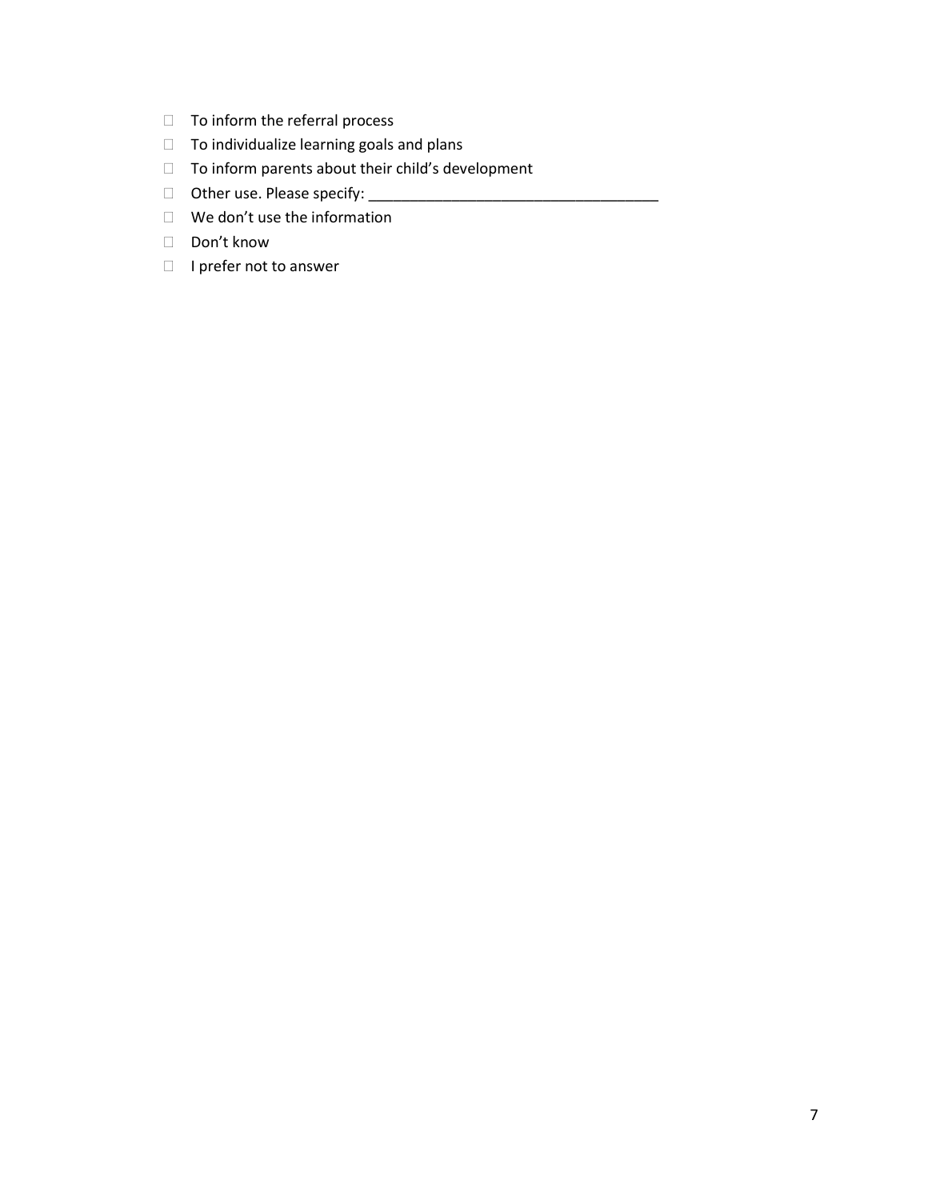- ☐ To inform the referral process
- ☐ To individualize learning goals and plans
- ☐ To inform parents about their child's development
- ☐ Other use. Please specify: ___________________________________
- ☐ We don't use the information
- ☐ Don't know
- ☐ I prefer not to answer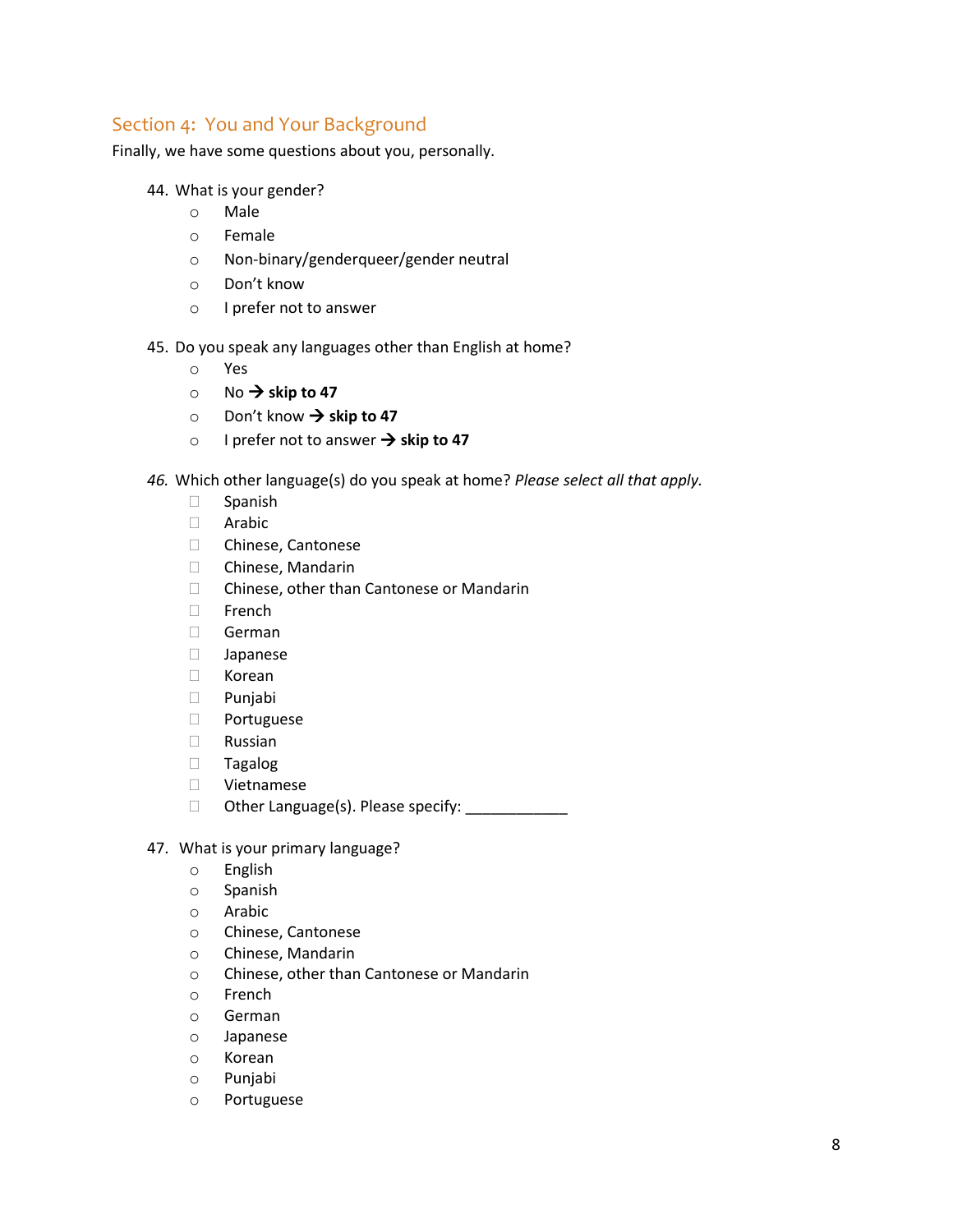## Section 4: You and Your Background

Finally, we have some questions about you, personally.

44. What is your gender?
    - ○ Male
    - ○ Female
    - ○ Non-binary/genderqueer/gender neutral
    - ○ Don't know
    - ○ I prefer not to answer

45. Do you speak any languages other than English at home?
    - ○ Yes
    - ○ No → **skip to 47**
    - ○ Don't know → **skip to 47**
    - ○ I prefer not to answer → **skip to 47**

*46.* Which other language(s) do you speak at home? *Please select all that apply.*
- ☐ Spanish
- ☐ Arabic
- ☐ Chinese, Cantonese
- ☐ Chinese, Mandarin
- ☐ Chinese, other than Cantonese or Mandarin
- ☐ French
- ☐ German
- ☐ Japanese
- ☐ Korean
- ☐ Punjabi
- ☐ Portuguese
- ☐ Russian
- ☐ Tagalog
- ☐ Vietnamese
- ☐ Other Language(s). Please specify: ____________

47. What is your primary language?
    - ○ English
    - ○ Spanish
    - ○ Arabic
    - ○ Chinese, Cantonese
    - ○ Chinese, Mandarin
    - ○ Chinese, other than Cantonese or Mandarin
    - ○ French
    - ○ German
    - ○ Japanese
    - ○ Korean
    - ○ Punjabi
    - ○ Portuguese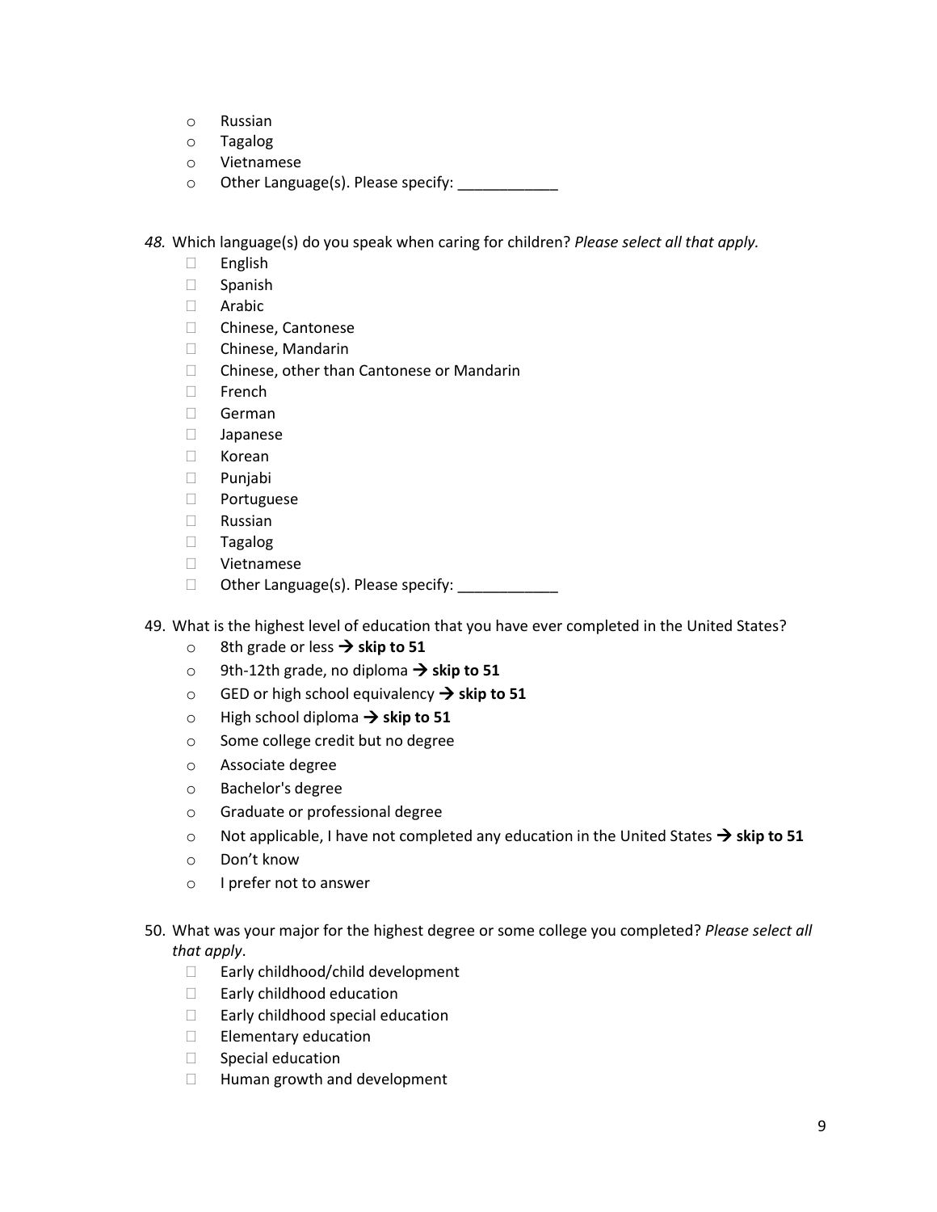- Russian
- Tagalog
- Vietnamese
- Other Language(s). Please specify: ____________

*48.* Which language(s) do you speak when caring for children? *Please select all that apply.*

- English
- Spanish
- Arabic
- Chinese, Cantonese
- Chinese, Mandarin
- Chinese, other than Cantonese or Mandarin
- French
- German
- Japanese
- Korean
- Punjabi
- Portuguese
- Russian
- Tagalog
- Vietnamese
- Other Language(s). Please specify: ____________

49. What is the highest level of education that you have ever completed in the United States?
    - 8th grade or less → **skip to 51**
    - 9th-12th grade, no diploma → **skip to 51**
    - GED or high school equivalency → **skip to 51**
    - High school diploma → **skip to 51**
    - Some college credit but no degree
    - Associate degree
    - Bachelor's degree
    - Graduate or professional degree
    - Not applicable, I have not completed any education in the United States → **skip to 51**
    - Don't know
    - I prefer not to answer

50. What was your major for the highest degree or some college you completed? *Please select all that apply*.
    - Early childhood/child development
    - Early childhood education
    - Early childhood special education
    - Elementary education
    - Special education
    - Human growth and development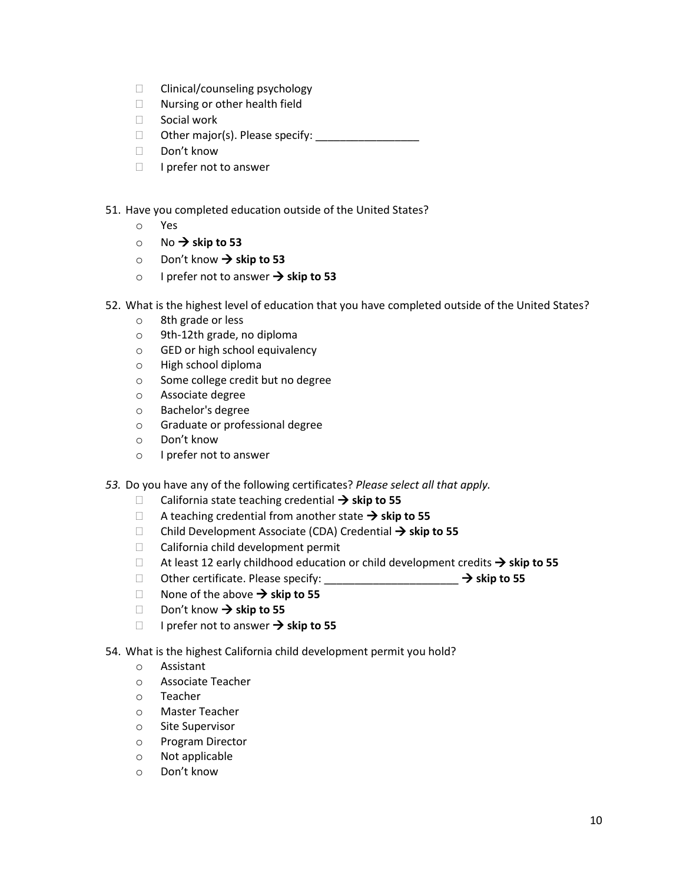- ☐ Clinical/counseling psychology
- ☐ Nursing or other health field
- ☐ Social work
- ☐ Other major(s). Please specify: _________________
- ☐ Don't know
- ☐ I prefer not to answer

51. Have you completed education outside of the United States?
    - o Yes
    - o No → **skip to 53**
    - o Don't know → **skip to 53**
    - o I prefer not to answer → **skip to 53**

52. What is the highest level of education that you have completed outside of the United States?
    - o 8th grade or less
    - o 9th-12th grade, no diploma
    - o GED or high school equivalency
    - o High school diploma
    - o Some college credit but no degree
    - o Associate degree
    - o Bachelor's degree
    - o Graduate or professional degree
    - o Don't know
    - o I prefer not to answer

*53.* Do you have any of the following certificates? *Please select all that apply.*
    - ☐ California state teaching credential → **skip to 55**
    - ☐ A teaching credential from another state → **skip to 55**
    - ☐ Child Development Associate (CDA) Credential → **skip to 55**
    - ☐ California child development permit
    - ☐ At least 12 early childhood education or child development credits → **skip to 55**
    - ☐ Other certificate. Please specify: ______________________ → **skip to 55**
    - ☐ None of the above → **skip to 55**
    - ☐ Don't know → **skip to 55**
    - ☐ I prefer not to answer → **skip to 55**

54. What is the highest California child development permit you hold?
    - o Assistant
    - o Associate Teacher
    - o Teacher
    - o Master Teacher
    - o Site Supervisor
    - o Program Director
    - o Not applicable
    - o Don't know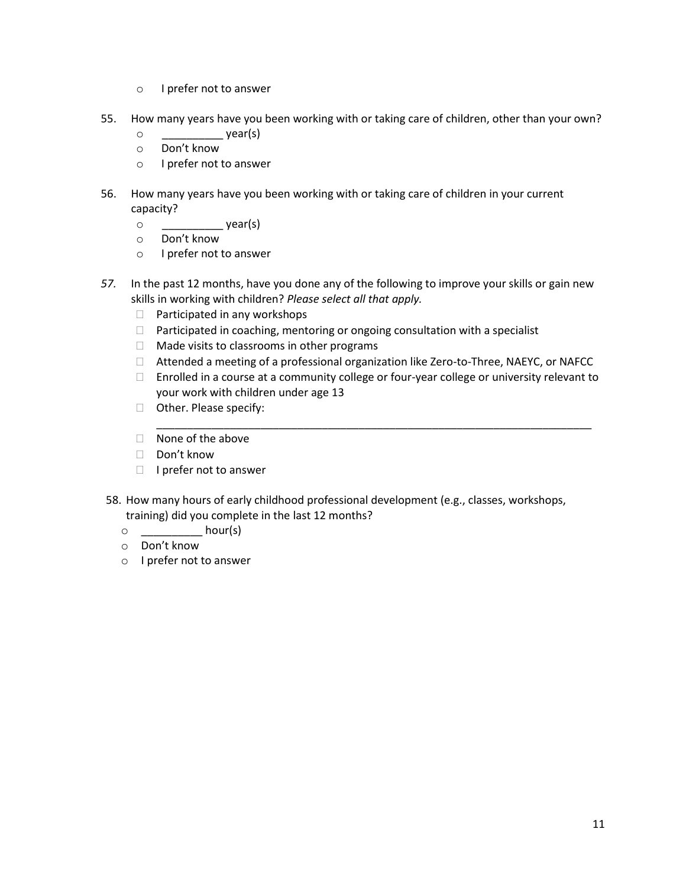- I prefer not to answer

55. How many years have you been working with or taking care of children, other than your own?
    - __________ year(s)
    - Don't know
    - I prefer not to answer

56. How many years have you been working with or taking care of children in your current capacity?
    - __________ year(s)
    - Don't know
    - I prefer not to answer

57. In the past 12 months, have you done any of the following to improve your skills or gain new skills in working with children? *Please select all that apply.*
    - ☐ Participated in any workshops
    - ☐ Participated in coaching, mentoring or ongoing consultation with a specialist
    - ☐ Made visits to classrooms in other programs
    - ☐ Attended a meeting of a professional organization like Zero-to-Three, NAEYC, or NAFCC
    - ☐ Enrolled in a course at a community college or four-year college or university relevant to your work with children under age 13
    - ☐ Other. Please specify: ___________________________________________________________________________
    - ☐ None of the above
    - ☐ Don't know
    - ☐ I prefer not to answer

58. How many hours of early childhood professional development (e.g., classes, workshops, training) did you complete in the last 12 months?
    - __________ hour(s)
    - Don't know
    - I prefer not to answer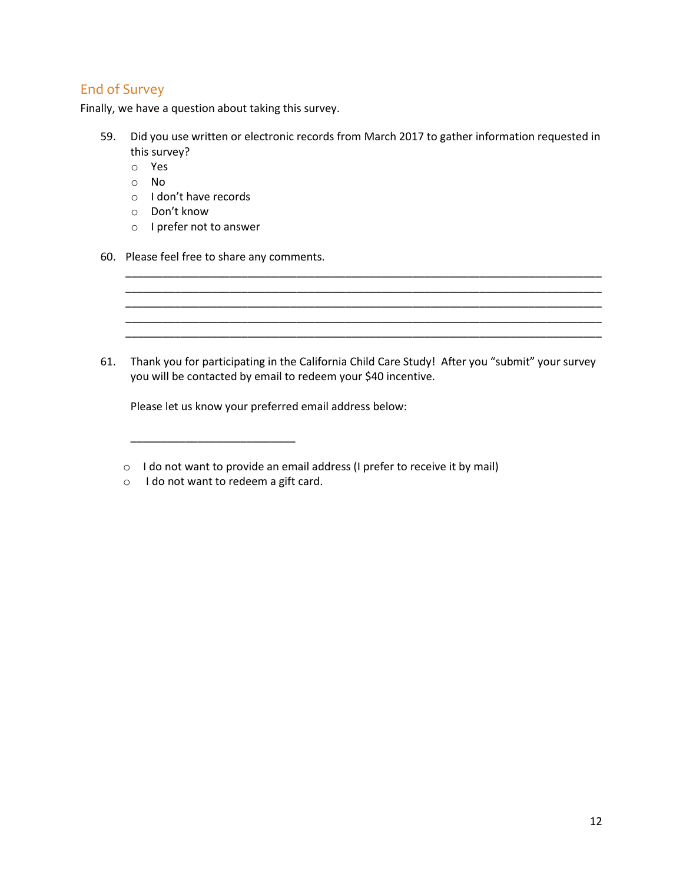## End of Survey

Finally, we have a question about taking this survey.

59. Did you use written or electronic records from March 2017 to gather information requested in this survey?
    - o Yes
    - o No
    - o I don’t have records
    - o Don’t know
    - o I prefer not to answer

60. Please feel free to share any comments.

    ______________________________________________________________________________
    ______________________________________________________________________________
    ______________________________________________________________________________
    ______________________________________________________________________________
    ______________________________________________________________________________

61. Thank you for participating in the California Child Care Study! After you “submit” your survey you will be contacted by email to redeem your $40 incentive.

    Please let us know your preferred email address below:

    ___________________________

- o I do not want to provide an email address (I prefer to receive it by mail)
- o I do not want to redeem a gift card.